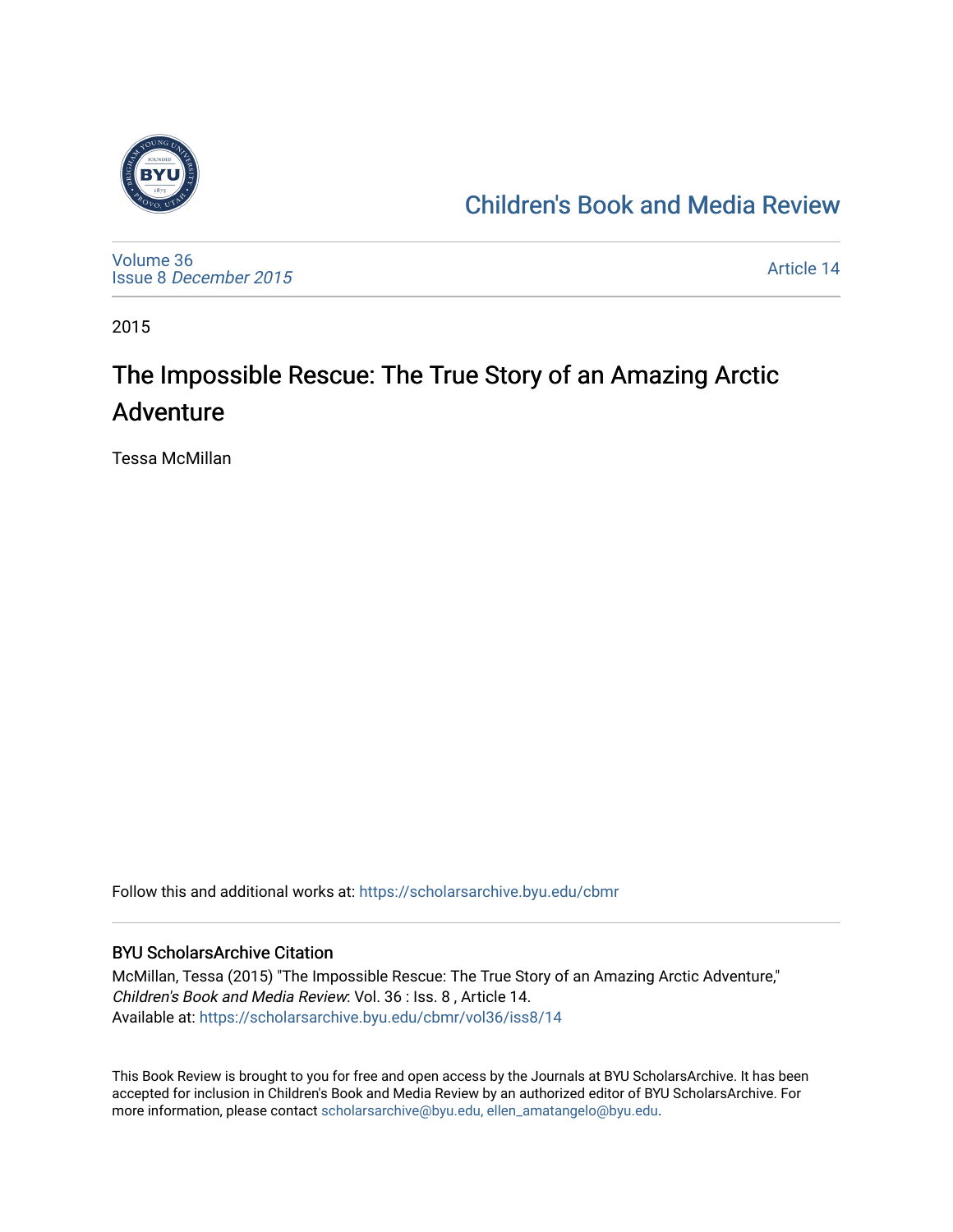Children's Book and Media Review

Volume 36
Issue 8 *December 2015*

Article 14

2015

# The Impossible Rescue: The True Story of an Amazing Arctic Adventure

Tessa McMillan

Follow this and additional works at: https://scholarsarchive.byu.edu/cbmr

## BYU ScholarsArchive Citation

McMillan, Tessa (2015) "The Impossible Rescue: The True Story of an Amazing Arctic Adventure," *Children's Book and Media Review*: Vol. 36 : Iss. 8 , Article 14.
Available at: https://scholarsarchive.byu.edu/cbmr/vol36/iss8/14

This Book Review is brought to you for free and open access by the Journals at BYU ScholarsArchive. It has been accepted for inclusion in Children's Book and Media Review by an authorized editor of BYU ScholarsArchive. For more information, please contact scholarsarchive@byu.edu, ellen_amatangelo@byu.edu.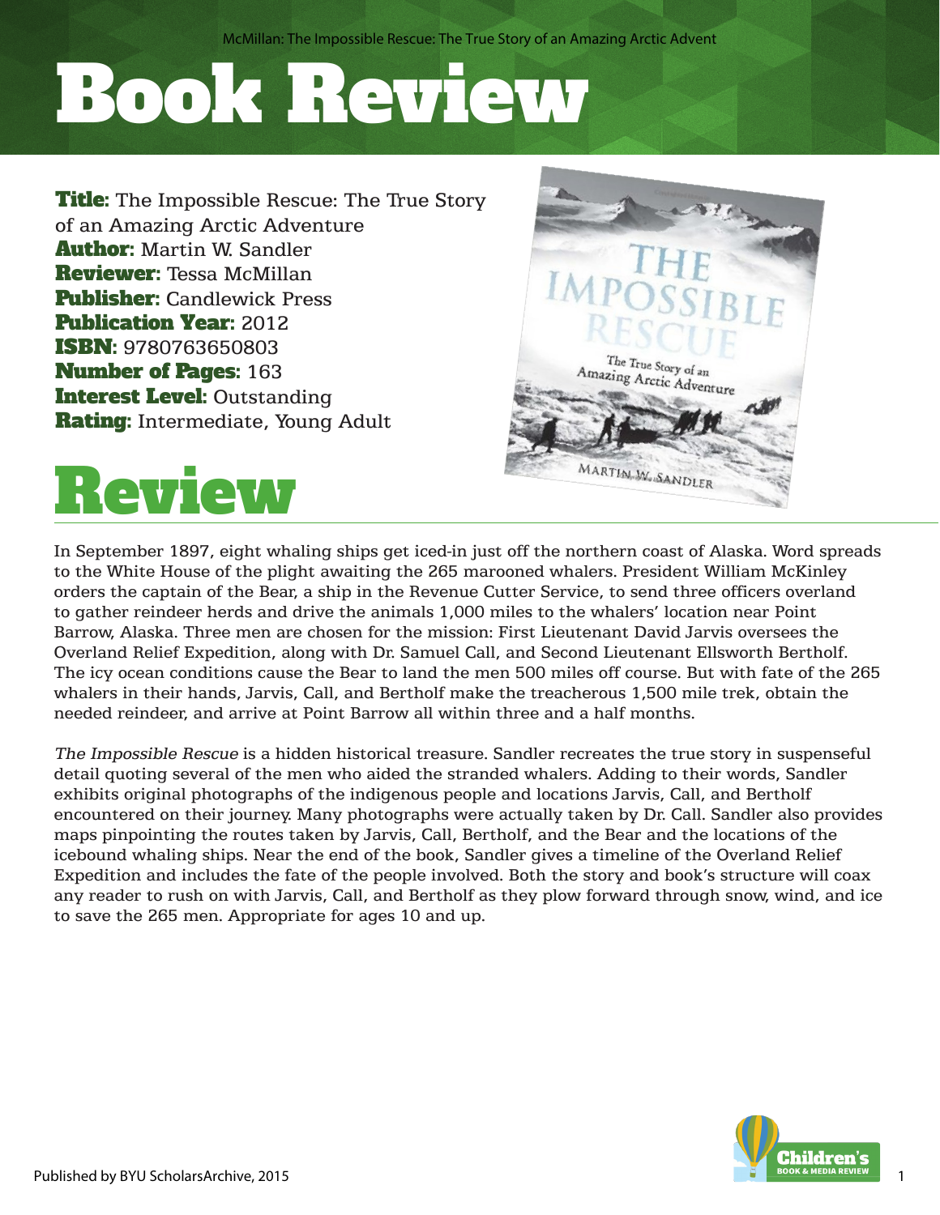# Book Review

**Title:** The Impossible Rescue: The True Story of an Amazing Arctic Adventure
**Author:** Martin W. Sandler
**Reviewer:** Tessa McMillan
**Publisher:** Candlewick Press
**Publication Year:** 2012
**ISBN:** 9780763650803
**Number of Pages:** 163
**Interest Level:** Outstanding
**Rating:** Intermediate, Young Adult

# Review

In September 1897, eight whaling ships get iced-in just off the northern coast of Alaska. Word spreads to the White House of the plight awaiting the 265 marooned whalers. President William McKinley orders the captain of the Bear, a ship in the Revenue Cutter Service, to send three officers overland to gather reindeer herds and drive the animals 1,000 miles to the whalers' location near Point Barrow, Alaska. Three men are chosen for the mission: First Lieutenant David Jarvis oversees the Overland Relief Expedition, along with Dr. Samuel Call, and Second Lieutenant Ellsworth Bertholf. The icy ocean conditions cause the Bear to land the men 500 miles off course. But with fate of the 265 whalers in their hands, Jarvis, Call, and Bertholf make the treacherous 1,500 mile trek, obtain the needed reindeer, and arrive at Point Barrow all within three and a half months.

*The Impossible Rescue* is a hidden historical treasure. Sandler recreates the true story in suspenseful detail quoting several of the men who aided the stranded whalers. Adding to their words, Sandler exhibits original photographs of the indigenous people and locations Jarvis, Call, and Bertholf encountered on their journey. Many photographs were actually taken by Dr. Call. Sandler also provides maps pinpointing the routes taken by Jarvis, Call, Bertholf, and the Bear and the locations of the icebound whaling ships. Near the end of the book, Sandler gives a timeline of the Overland Relief Expedition and includes the fate of the people involved. Both the story and book's structure will coax any reader to rush on with Jarvis, Call, and Bertholf as they plow forward through snow, wind, and ice to save the 265 men. Appropriate for ages 10 and up.